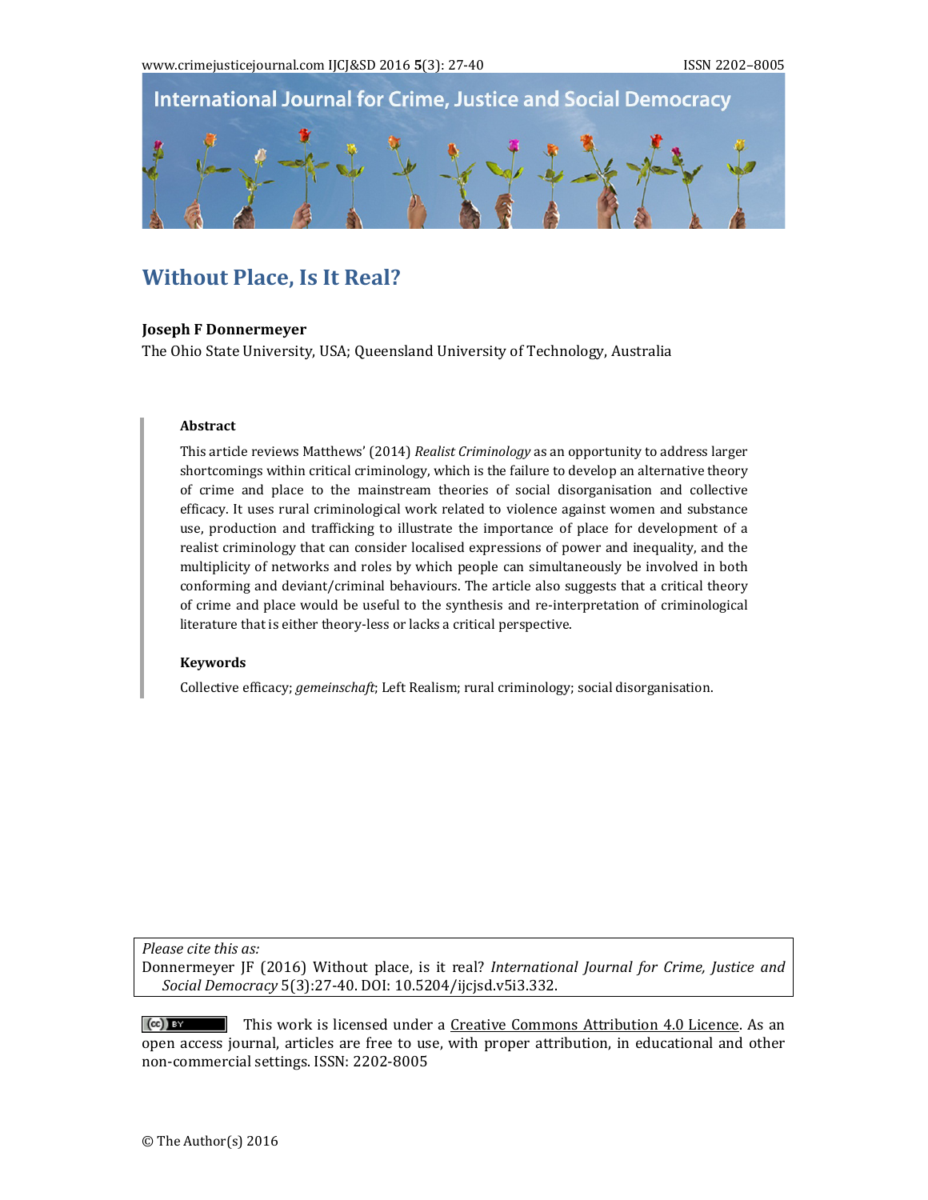# Without Place, Is It Real?

**Joseph F Donnermeyer**
The Ohio State University, USA; Queensland University of Technology, Australia

## Abstract

This article reviews Matthews' (2014) *Realist Criminology* as an opportunity to address larger shortcomings within critical criminology, which is the failure to develop an alternative theory of crime and place to the mainstream theories of social disorganisation and collective efficacy. It uses rural criminological work related to violence against women and substance use, production and trafficking to illustrate the importance of place for development of a realist criminology that can consider localised expressions of power and inequality, and the multiplicity of networks and roles by which people can simultaneously be involved in both conforming and deviant/criminal behaviours. The article also suggests that a critical theory of crime and place would be useful to the synthesis and re-interpretation of criminological literature that is either theory-less or lacks a critical perspective.

## Keywords

Collective efficacy; *gemeinschaft*; Left Realism; rural criminology; social disorganisation.

*Please cite this as:*
Donnermeyer JF (2016) Without place, is it real? *International Journal for Crime, Justice and Social Democracy* 5(3):27-40. DOI: 10.5204/ijcjsd.v5i3.332.

This work is licensed under a Creative Commons Attribution 4.0 Licence. As an open access journal, articles are free to use, with proper attribution, in educational and other non-commercial settings. ISSN: 2202-8005

© The Author(s) 2016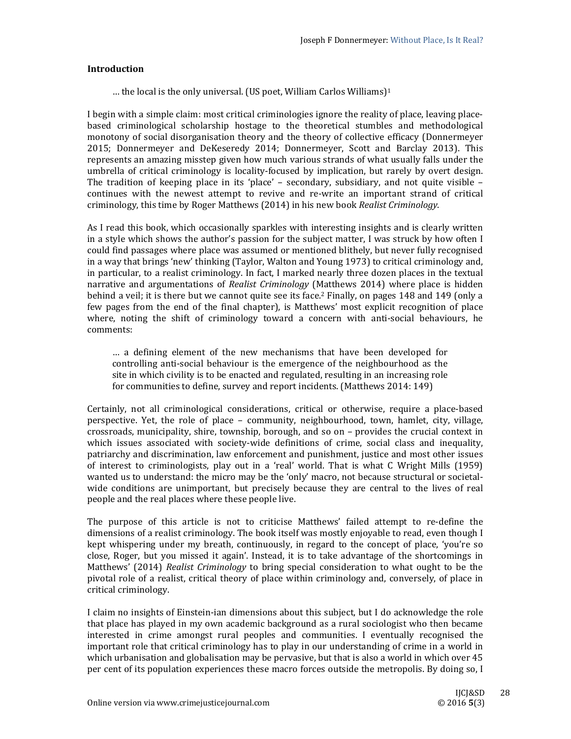## Introduction

> … the local is the only universal. (US poet, William Carlos Williams)[1]

I begin with a simple claim: most critical criminologies ignore the reality of place, leaving place-based criminological scholarship hostage to the theoretical stumbles and methodological monotony of social disorganisation theory and the theory of collective efficacy (Donnermeyer 2015; Donnermeyer and DeKeseredy 2014; Donnermeyer, Scott and Barclay 2013). This represents an amazing misstep given how much various strands of what usually falls under the umbrella of critical criminology is locality-focused by implication, but rarely by overt design. The tradition of keeping place in its 'place' – secondary, subsidiary, and not quite visible – continues with the newest attempt to revive and re-write an important strand of critical criminology, this time by Roger Matthews (2014) in his new book *Realist Criminology*.

As I read this book, which occasionally sparkles with interesting insights and is clearly written in a style which shows the author's passion for the subject matter, I was struck by how often I could find passages where place was assumed or mentioned blithely, but never fully recognised in a way that brings 'new' thinking (Taylor, Walton and Young 1973) to critical criminology and, in particular, to a realist criminology. In fact, I marked nearly three dozen places in the textual narrative and argumentations of *Realist Criminology* (Matthews 2014) where place is hidden behind a veil; it is there but we cannot quite see its face.[2] Finally, on pages 148 and 149 (only a few pages from the end of the final chapter), is Matthews' most explicit recognition of place where, noting the shift of criminology toward a concern with anti-social behaviours, he comments:

> … a defining element of the new mechanisms that have been developed for controlling anti-social behaviour is the emergence of the neighbourhood as the site in which civility is to be enacted and regulated, resulting in an increasing role for communities to define, survey and report incidents. (Matthews 2014: 149)

Certainly, not all criminological considerations, critical or otherwise, require a place-based perspective. Yet, the role of place – community, neighbourhood, town, hamlet, city, village, crossroads, municipality, shire, township, borough, and so on – provides the crucial context in which issues associated with society-wide definitions of crime, social class and inequality, patriarchy and discrimination, law enforcement and punishment, justice and most other issues of interest to criminologists, play out in a 'real' world. That is what C Wright Mills (1959) wanted us to understand: the micro may be the 'only' macro, not because structural or societal-wide conditions are unimportant, but precisely because they are central to the lives of real people and the real places where these people live.

The purpose of this article is not to criticise Matthews' failed attempt to re-define the dimensions of a realist criminology. The book itself was mostly enjoyable to read, even though I kept whispering under my breath, continuously, in regard to the concept of place, 'you're so close, Roger, but you missed it again'. Instead, it is to take advantage of the shortcomings in Matthews' (2014) *Realist Criminology* to bring special consideration to what ought to be the pivotal role of a realist, critical theory of place within criminology and, conversely, of place in critical criminology.

I claim no insights of Einstein-ian dimensions about this subject, but I do acknowledge the role that place has played in my own academic background as a rural sociologist who then became interested in crime amongst rural peoples and communities. I eventually recognised the important role that critical criminology has to play in our understanding of crime in a world in which urbanisation and globalisation may be pervasive, but that is also a world in which over 45 per cent of its population experiences these macro forces outside the metropolis. By doing so, I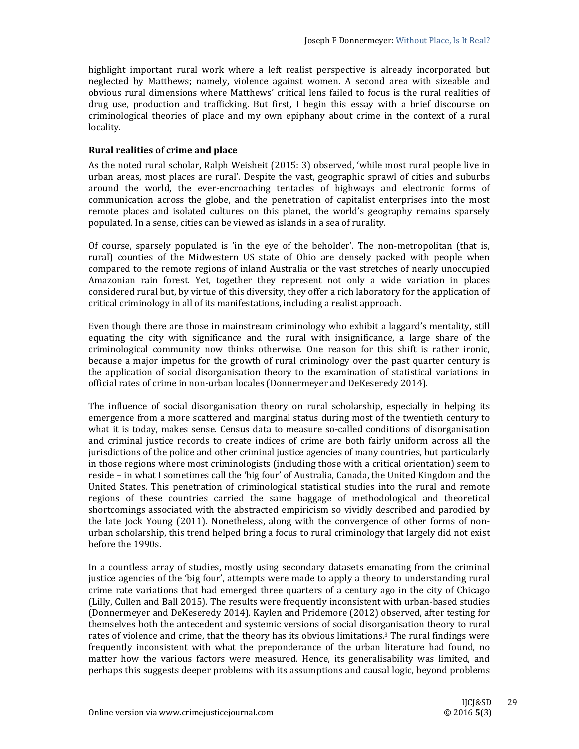highlight important rural work where a left realist perspective is already incorporated but neglected by Matthews; namely, violence against women. A second area with sizeable and obvious rural dimensions where Matthews' critical lens failed to focus is the rural realities of drug use, production and trafficking. But first, I begin this essay with a brief discourse on criminological theories of place and my own epiphany about crime in the context of a rural locality.

**Rural realities of crime and place**

As the noted rural scholar, Ralph Weisheit (2015: 3) observed, 'while most rural people live in urban areas, most places are rural'. Despite the vast, geographic sprawl of cities and suburbs around the world, the ever-encroaching tentacles of highways and electronic forms of communication across the globe, and the penetration of capitalist enterprises into the most remote places and isolated cultures on this planet, the world's geography remains sparsely populated. In a sense, cities can be viewed as islands in a sea of rurality.

Of course, sparsely populated is 'in the eye of the beholder'. The non-metropolitan (that is, rural) counties of the Midwestern US state of Ohio are densely packed with people when compared to the remote regions of inland Australia or the vast stretches of nearly unoccupied Amazonian rain forest. Yet, together they represent not only a wide variation in places considered rural but, by virtue of this diversity, they offer a rich laboratory for the application of critical criminology in all of its manifestations, including a realist approach.

Even though there are those in mainstream criminology who exhibit a laggard's mentality, still equating the city with significance and the rural with insignificance, a large share of the criminological community now thinks otherwise. One reason for this shift is rather ironic, because a major impetus for the growth of rural criminology over the past quarter century is the application of social disorganisation theory to the examination of statistical variations in official rates of crime in non-urban locales (Donnermeyer and DeKeseredy 2014).

The influence of social disorganisation theory on rural scholarship, especially in helping its emergence from a more scattered and marginal status during most of the twentieth century to what it is today, makes sense. Census data to measure so-called conditions of disorganisation and criminal justice records to create indices of crime are both fairly uniform across all the jurisdictions of the police and other criminal justice agencies of many countries, but particularly in those regions where most criminologists (including those with a critical orientation) seem to reside – in what I sometimes call the 'big four' of Australia, Canada, the United Kingdom and the United States. This penetration of criminological statistical studies into the rural and remote regions of these countries carried the same baggage of methodological and theoretical shortcomings associated with the abstracted empiricism so vividly described and parodied by the late Jock Young (2011). Nonetheless, along with the convergence of other forms of non-urban scholarship, this trend helped bring a focus to rural criminology that largely did not exist before the 1990s.

In a countless array of studies, mostly using secondary datasets emanating from the criminal justice agencies of the 'big four', attempts were made to apply a theory to understanding rural crime rate variations that had emerged three quarters of a century ago in the city of Chicago (Lilly, Cullen and Ball 2015). The results were frequently inconsistent with urban-based studies (Donnermeyer and DeKeseredy 2014). Kaylen and Pridemore (2012) observed, after testing for themselves both the antecedent and systemic versions of social disorganisation theory to rural rates of violence and crime, that the theory has its obvious limitations.[3] The rural findings were frequently inconsistent with what the preponderance of the urban literature had found, no matter how the various factors were measured. Hence, its generalisability was limited, and perhaps this suggests deeper problems with its assumptions and causal logic, beyond problems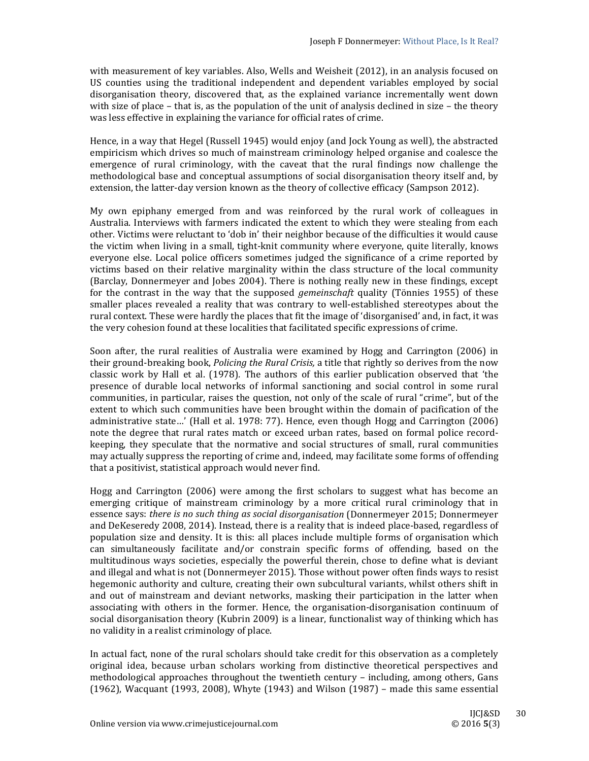with measurement of key variables. Also, Wells and Weisheit (2012), in an analysis focused on US counties using the traditional independent and dependent variables employed by social disorganisation theory, discovered that, as the explained variance incrementally went down with size of place – that is, as the population of the unit of analysis declined in size – the theory was less effective in explaining the variance for official rates of crime.

Hence, in a way that Hegel (Russell 1945) would enjoy (and Jock Young as well), the abstracted empiricism which drives so much of mainstream criminology helped organise and coalesce the emergence of rural criminology, with the caveat that the rural findings now challenge the methodological base and conceptual assumptions of social disorganisation theory itself and, by extension, the latter-day version known as the theory of collective efficacy (Sampson 2012).

My own epiphany emerged from and was reinforced by the rural work of colleagues in Australia. Interviews with farmers indicated the extent to which they were stealing from each other. Victims were reluctant to 'dob in' their neighbor because of the difficulties it would cause the victim when living in a small, tight-knit community where everyone, quite literally, knows everyone else. Local police officers sometimes judged the significance of a crime reported by victims based on their relative marginality within the class structure of the local community (Barclay, Donnermeyer and Jobes 2004). There is nothing really new in these findings, except for the contrast in the way that the supposed *gemeinschaft* quality (Tönnies 1955) of these smaller places revealed a reality that was contrary to well-established stereotypes about the rural context. These were hardly the places that fit the image of 'disorganised' and, in fact, it was the very cohesion found at these localities that facilitated specific expressions of crime.

Soon after, the rural realities of Australia were examined by Hogg and Carrington (2006) in their ground-breaking book, *Policing the Rural Crisis,* a title that rightly so derives from the now classic work by Hall et al. (1978). The authors of this earlier publication observed that 'the presence of durable local networks of informal sanctioning and social control in some rural communities, in particular, raises the question, not only of the scale of rural "crime", but of the extent to which such communities have been brought within the domain of pacification of the administrative state…' (Hall et al. 1978: 77). Hence, even though Hogg and Carrington (2006) note the degree that rural rates match or exceed urban rates, based on formal police record-keeping, they speculate that the normative and social structures of small, rural communities may actually suppress the reporting of crime and, indeed, may facilitate some forms of offending that a positivist, statistical approach would never find.

Hogg and Carrington (2006) were among the first scholars to suggest what has become an emerging critique of mainstream criminology by a more critical rural criminology that in essence says: *there is no such thing as social disorganisation* (Donnermeyer 2015; Donnermeyer and DeKeseredy 2008, 2014). Instead, there is a reality that is indeed place-based, regardless of population size and density. It is this: all places include multiple forms of organisation which can simultaneously facilitate and/or constrain specific forms of offending, based on the multitudinous ways societies, especially the powerful therein, chose to define what is deviant and illegal and what is not (Donnermeyer 2015). Those without power often finds ways to resist hegemonic authority and culture, creating their own subcultural variants, whilst others shift in and out of mainstream and deviant networks, masking their participation in the latter when associating with others in the former. Hence, the organisation-disorganisation continuum of social disorganisation theory (Kubrin 2009) is a linear, functionalist way of thinking which has no validity in a realist criminology of place.

In actual fact, none of the rural scholars should take credit for this observation as a completely original idea, because urban scholars working from distinctive theoretical perspectives and methodological approaches throughout the twentieth century – including, among others, Gans (1962), Wacquant (1993, 2008), Whyte (1943) and Wilson (1987) – made this same essential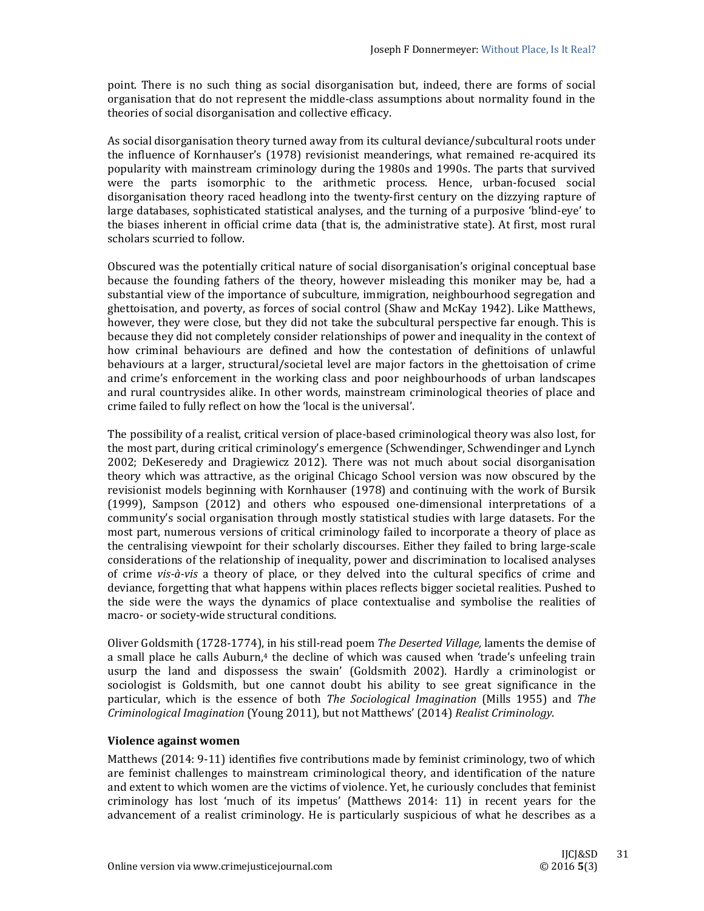point. There is no such thing as social disorganisation but, indeed, there are forms of social organisation that do not represent the middle-class assumptions about normality found in the theories of social disorganisation and collective efficacy.

As social disorganisation theory turned away from its cultural deviance/subcultural roots under the influence of Kornhauser's (1978) revisionist meanderings, what remained re-acquired its popularity with mainstream criminology during the 1980s and 1990s. The parts that survived were the parts isomorphic to the arithmetic process. Hence, urban-focused social disorganisation theory raced headlong into the twenty-first century on the dizzying rapture of large databases, sophisticated statistical analyses, and the turning of a purposive 'blind-eye' to the biases inherent in official crime data (that is, the administrative state). At first, most rural scholars scurried to follow.

Obscured was the potentially critical nature of social disorganisation's original conceptual base because the founding fathers of the theory, however misleading this moniker may be, had a substantial view of the importance of subculture, immigration, neighbourhood segregation and ghettoisation, and poverty, as forces of social control (Shaw and McKay 1942). Like Matthews, however, they were close, but they did not take the subcultural perspective far enough. This is because they did not completely consider relationships of power and inequality in the context of how criminal behaviours are defined and how the contestation of definitions of unlawful behaviours at a larger, structural/societal level are major factors in the ghettoisation of crime and crime's enforcement in the working class and poor neighbourhoods of urban landscapes and rural countrysides alike. In other words, mainstream criminological theories of place and crime failed to fully reflect on how the 'local is the universal'.

The possibility of a realist, critical version of place-based criminological theory was also lost, for the most part, during critical criminology's emergence (Schwendinger, Schwendinger and Lynch 2002; DeKeseredy and Dragiewicz 2012). There was not much about social disorganisation theory which was attractive, as the original Chicago School version was now obscured by the revisionist models beginning with Kornhauser (1978) and continuing with the work of Bursik (1999), Sampson (2012) and others who espoused one-dimensional interpretations of a community's social organisation through mostly statistical studies with large datasets. For the most part, numerous versions of critical criminology failed to incorporate a theory of place as the centralising viewpoint for their scholarly discourses. Either they failed to bring large-scale considerations of the relationship of inequality, power and discrimination to localised analyses of crime *vis-à-vis* a theory of place, or they delved into the cultural specifics of crime and deviance, forgetting that what happens within places reflects bigger societal realities. Pushed to the side were the ways the dynamics of place contextualise and symbolise the realities of macro- or society-wide structural conditions.

Oliver Goldsmith (1728-1774), in his still-read poem *The Deserted Village,* laments the demise of a small place he calls Auburn,[4] the decline of which was caused when 'trade's unfeeling train usurp the land and dispossess the swain' (Goldsmith 2002). Hardly a criminologist or sociologist is Goldsmith, but one cannot doubt his ability to see great significance in the particular, which is the essence of both *The Sociological Imagination* (Mills 1955) and *The Criminological Imagination* (Young 2011), but not Matthews' (2014) *Realist Criminology*.

### Violence against women

Matthews (2014: 9-11) identifies five contributions made by feminist criminology, two of which are feminist challenges to mainstream criminological theory, and identification of the nature and extent to which women are the victims of violence. Yet, he curiously concludes that feminist criminology has lost 'much of its impetus' (Matthews 2014: 11) in recent years for the advancement of a realist criminology. He is particularly suspicious of what he describes as a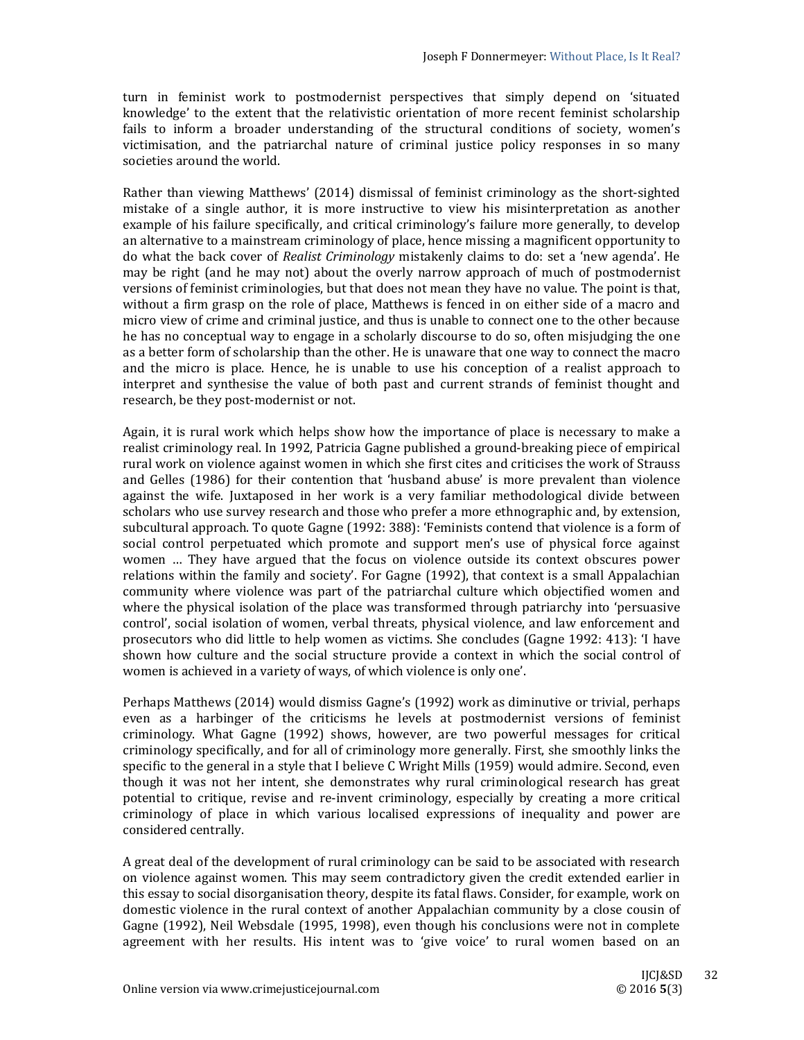turn in feminist work to postmodernist perspectives that simply depend on 'situated knowledge' to the extent that the relativistic orientation of more recent feminist scholarship fails to inform a broader understanding of the structural conditions of society, women's victimisation, and the patriarchal nature of criminal justice policy responses in so many societies around the world.

Rather than viewing Matthews' (2014) dismissal of feminist criminology as the short-sighted mistake of a single author, it is more instructive to view his misinterpretation as another example of his failure specifically, and critical criminology's failure more generally, to develop an alternative to a mainstream criminology of place, hence missing a magnificent opportunity to do what the back cover of *Realist Criminology* mistakenly claims to do: set a 'new agenda'. He may be right (and he may not) about the overly narrow approach of much of postmodernist versions of feminist criminologies, but that does not mean they have no value. The point is that, without a firm grasp on the role of place, Matthews is fenced in on either side of a macro and micro view of crime and criminal justice, and thus is unable to connect one to the other because he has no conceptual way to engage in a scholarly discourse to do so, often misjudging the one as a better form of scholarship than the other. He is unaware that one way to connect the macro and the micro is place. Hence, he is unable to use his conception of a realist approach to interpret and synthesise the value of both past and current strands of feminist thought and research, be they post-modernist or not.

Again, it is rural work which helps show how the importance of place is necessary to make a realist criminology real. In 1992, Patricia Gagne published a ground-breaking piece of empirical rural work on violence against women in which she first cites and criticises the work of Strauss and Gelles (1986) for their contention that 'husband abuse' is more prevalent than violence against the wife. Juxtaposed in her work is a very familiar methodological divide between scholars who use survey research and those who prefer a more ethnographic and, by extension, subcultural approach. To quote Gagne (1992: 388): 'Feminists contend that violence is a form of social control perpetuated which promote and support men's use of physical force against women … They have argued that the focus on violence outside its context obscures power relations within the family and society'. For Gagne (1992), that context is a small Appalachian community where violence was part of the patriarchal culture which objectified women and where the physical isolation of the place was transformed through patriarchy into 'persuasive control', social isolation of women, verbal threats, physical violence, and law enforcement and prosecutors who did little to help women as victims. She concludes (Gagne 1992: 413): 'I have shown how culture and the social structure provide a context in which the social control of women is achieved in a variety of ways, of which violence is only one'.

Perhaps Matthews (2014) would dismiss Gagne's (1992) work as diminutive or trivial, perhaps even as a harbinger of the criticisms he levels at postmodernist versions of feminist criminology. What Gagne (1992) shows, however, are two powerful messages for critical criminology specifically, and for all of criminology more generally. First, she smoothly links the specific to the general in a style that I believe C Wright Mills (1959) would admire. Second, even though it was not her intent, she demonstrates why rural criminological research has great potential to critique, revise and re-invent criminology, especially by creating a more critical criminology of place in which various localised expressions of inequality and power are considered centrally.

A great deal of the development of rural criminology can be said to be associated with research on violence against women. This may seem contradictory given the credit extended earlier in this essay to social disorganisation theory, despite its fatal flaws. Consider, for example, work on domestic violence in the rural context of another Appalachian community by a close cousin of Gagne (1992), Neil Websdale (1995, 1998), even though his conclusions were not in complete agreement with her results. His intent was to 'give voice' to rural women based on an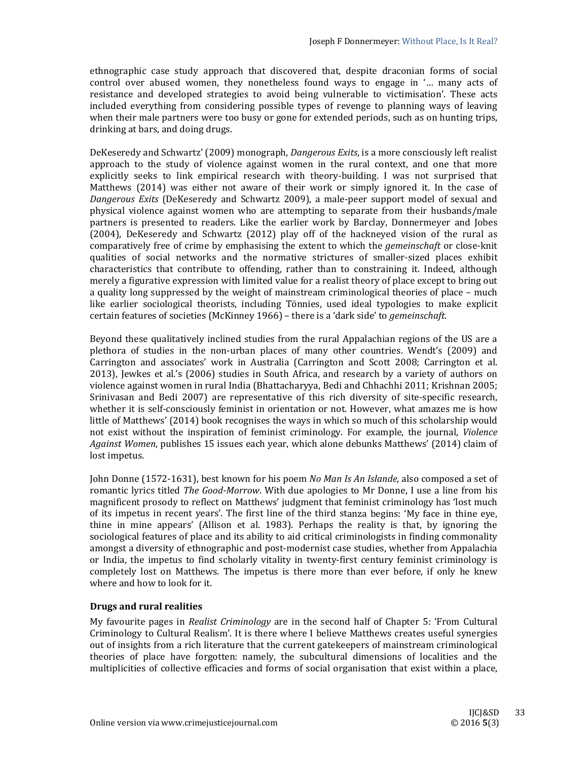ethnographic case study approach that discovered that, despite draconian forms of social control over abused women, they nonetheless found ways to engage in '… many acts of resistance and developed strategies to avoid being vulnerable to victimisation'. These acts included everything from considering possible types of revenge to planning ways of leaving when their male partners were too busy or gone for extended periods, such as on hunting trips, drinking at bars, and doing drugs.

DeKeseredy and Schwartz' (2009) monograph, *Dangerous Exits*, is a more consciously left realist approach to the study of violence against women in the rural context, and one that more explicitly seeks to link empirical research with theory-building. I was not surprised that Matthews (2014) was either not aware of their work or simply ignored it. In the case of *Dangerous Exits* (DeKeseredy and Schwartz 2009), a male-peer support model of sexual and physical violence against women who are attempting to separate from their husbands/male partners is presented to readers. Like the earlier work by Barclay, Donnermeyer and Jobes (2004), DeKeseredy and Schwartz (2012) play off of the hackneyed vision of the rural as comparatively free of crime by emphasising the extent to which the *gemeinschaft* or close-knit qualities of social networks and the normative strictures of smaller-sized places exhibit characteristics that contribute to offending, rather than to constraining it. Indeed, although merely a figurative expression with limited value for a realist theory of place except to bring out a quality long suppressed by the weight of mainstream criminological theories of place – much like earlier sociological theorists, including Tönnies, used ideal typologies to make explicit certain features of societies (McKinney 1966) – there is a 'dark side' to *gemeinschaft*.

Beyond these qualitatively inclined studies from the rural Appalachian regions of the US are a plethora of studies in the non-urban places of many other countries. Wendt's (2009) and Carrington and associates' work in Australia (Carrington and Scott 2008; Carrington et al. 2013), Jewkes et al.'s (2006) studies in South Africa, and research by a variety of authors on violence against women in rural India (Bhattacharyya, Bedi and Chhachhi 2011; Krishnan 2005; Srinivasan and Bedi 2007) are representative of this rich diversity of site-specific research, whether it is self-consciously feminist in orientation or not. However, what amazes me is how little of Matthews' (2014) book recognises the ways in which so much of this scholarship would not exist without the inspiration of feminist criminology. For example, the journal, *Violence Against Women*, publishes 15 issues each year, which alone debunks Matthews' (2014) claim of lost impetus.

John Donne (1572-1631), best known for his poem *No Man Is An Islande*, also composed a set of romantic lyrics titled *The Good-Morrow*. With due apologies to Mr Donne, I use a line from his magnificent prosody to reflect on Matthews' judgment that feminist criminology has 'lost much of its impetus in recent years'. The first line of the third stanza begins: 'My face in thine eye, thine in mine appears' (Allison et al. 1983). Perhaps the reality is that, by ignoring the sociological features of place and its ability to aid critical criminologists in finding commonality amongst a diversity of ethnographic and post-modernist case studies, whether from Appalachia or India, the impetus to find scholarly vitality in twenty-first century feminist criminology is completely lost on Matthews. The impetus is there more than ever before, if only he knew where and how to look for it.

### Drugs and rural realities

My favourite pages in *Realist Criminology* are in the second half of Chapter 5: 'From Cultural Criminology to Cultural Realism'. It is there where I believe Matthews creates useful synergies out of insights from a rich literature that the current gatekeepers of mainstream criminological theories of place have forgotten: namely, the subcultural dimensions of localities and the multiplicities of collective efficacies and forms of social organisation that exist within a place,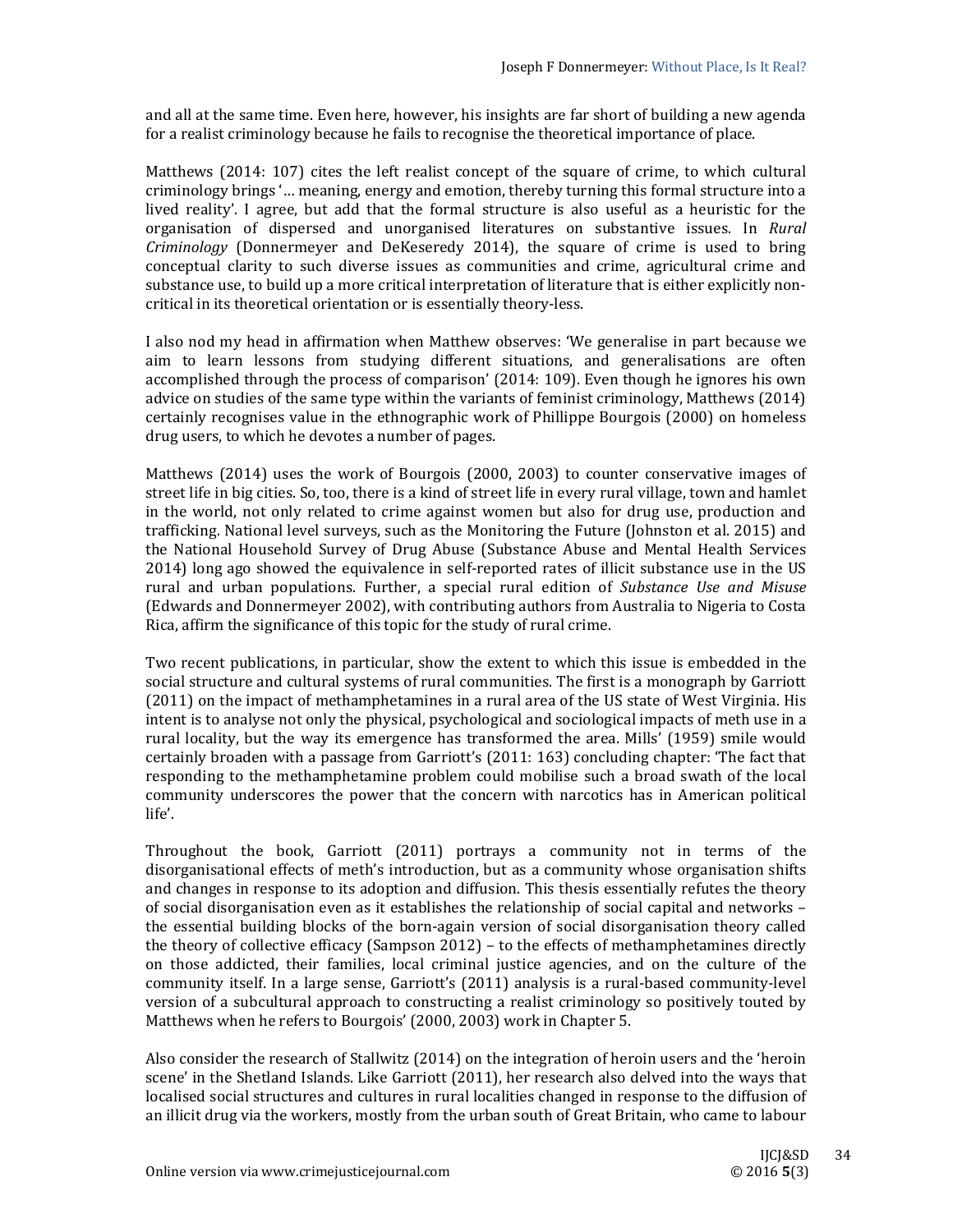and all at the same time. Even here, however, his insights are far short of building a new agenda for a realist criminology because he fails to recognise the theoretical importance of place.

Matthews (2014: 107) cites the left realist concept of the square of crime, to which cultural criminology brings '… meaning, energy and emotion, thereby turning this formal structure into a lived reality'. I agree, but add that the formal structure is also useful as a heuristic for the organisation of dispersed and unorganised literatures on substantive issues. In *Rural Criminology* (Donnermeyer and DeKeseredy 2014), the square of crime is used to bring conceptual clarity to such diverse issues as communities and crime, agricultural crime and substance use, to build up a more critical interpretation of literature that is either explicitly non-critical in its theoretical orientation or is essentially theory-less.

I also nod my head in affirmation when Matthew observes: 'We generalise in part because we aim to learn lessons from studying different situations, and generalisations are often accomplished through the process of comparison' (2014: 109). Even though he ignores his own advice on studies of the same type within the variants of feminist criminology, Matthews (2014) certainly recognises value in the ethnographic work of Phillippe Bourgois (2000) on homeless drug users, to which he devotes a number of pages.

Matthews (2014) uses the work of Bourgois (2000, 2003) to counter conservative images of street life in big cities. So, too, there is a kind of street life in every rural village, town and hamlet in the world, not only related to crime against women but also for drug use, production and trafficking. National level surveys, such as the Monitoring the Future (Johnston et al. 2015) and the National Household Survey of Drug Abuse (Substance Abuse and Mental Health Services 2014) long ago showed the equivalence in self-reported rates of illicit substance use in the US rural and urban populations. Further, a special rural edition of *Substance Use and Misuse* (Edwards and Donnermeyer 2002), with contributing authors from Australia to Nigeria to Costa Rica, affirm the significance of this topic for the study of rural crime.

Two recent publications, in particular, show the extent to which this issue is embedded in the social structure and cultural systems of rural communities. The first is a monograph by Garriott (2011) on the impact of methamphetamines in a rural area of the US state of West Virginia. His intent is to analyse not only the physical, psychological and sociological impacts of meth use in a rural locality, but the way its emergence has transformed the area. Mills' (1959) smile would certainly broaden with a passage from Garriott's (2011: 163) concluding chapter: 'The fact that responding to the methamphetamine problem could mobilise such a broad swath of the local community underscores the power that the concern with narcotics has in American political life'.

Throughout the book, Garriott (2011) portrays a community not in terms of the disorganisational effects of meth's introduction, but as a community whose organisation shifts and changes in response to its adoption and diffusion. This thesis essentially refutes the theory of social disorganisation even as it establishes the relationship of social capital and networks – the essential building blocks of the born-again version of social disorganisation theory called the theory of collective efficacy (Sampson 2012) – to the effects of methamphetamines directly on those addicted, their families, local criminal justice agencies, and on the culture of the community itself. In a large sense, Garriott's (2011) analysis is a rural-based community-level version of a subcultural approach to constructing a realist criminology so positively touted by Matthews when he refers to Bourgois' (2000, 2003) work in Chapter 5.

Also consider the research of Stallwitz (2014) on the integration of heroin users and the 'heroin scene' in the Shetland Islands. Like Garriott (2011), her research also delved into the ways that localised social structures and cultures in rural localities changed in response to the diffusion of an illicit drug via the workers, mostly from the urban south of Great Britain, who came to labour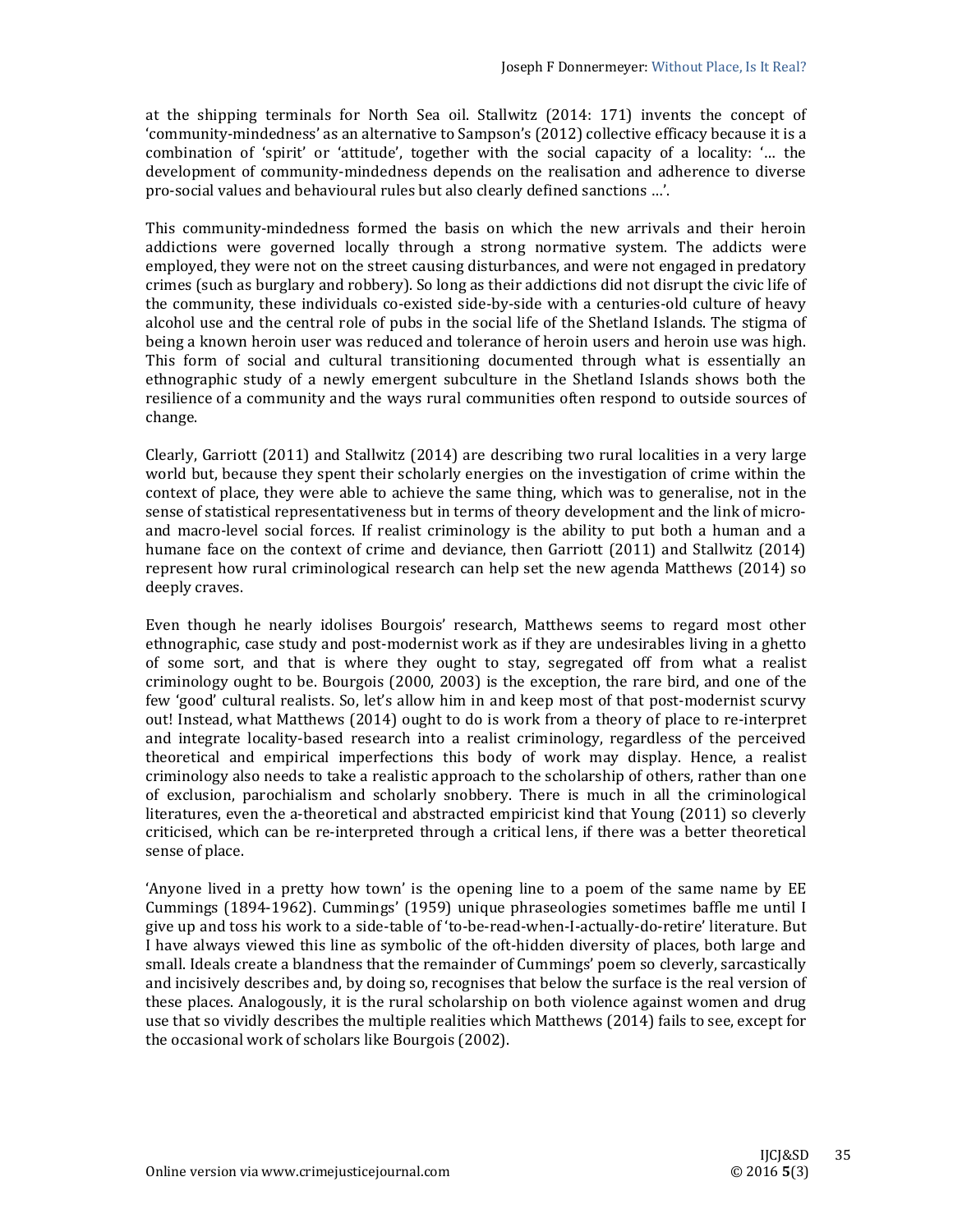at the shipping terminals for North Sea oil. Stallwitz (2014: 171) invents the concept of 'community-mindedness' as an alternative to Sampson's (2012) collective efficacy because it is a combination of 'spirit' or 'attitude', together with the social capacity of a locality: '… the development of community-mindedness depends on the realisation and adherence to diverse pro-social values and behavioural rules but also clearly defined sanctions …'.

This community-mindedness formed the basis on which the new arrivals and their heroin addictions were governed locally through a strong normative system. The addicts were employed, they were not on the street causing disturbances, and were not engaged in predatory crimes (such as burglary and robbery). So long as their addictions did not disrupt the civic life of the community, these individuals co-existed side-by-side with a centuries-old culture of heavy alcohol use and the central role of pubs in the social life of the Shetland Islands. The stigma of being a known heroin user was reduced and tolerance of heroin users and heroin use was high. This form of social and cultural transitioning documented through what is essentially an ethnographic study of a newly emergent subculture in the Shetland Islands shows both the resilience of a community and the ways rural communities often respond to outside sources of change.

Clearly, Garriott (2011) and Stallwitz (2014) are describing two rural localities in a very large world but, because they spent their scholarly energies on the investigation of crime within the context of place, they were able to achieve the same thing, which was to generalise, not in the sense of statistical representativeness but in terms of theory development and the link of micro- and macro-level social forces. If realist criminology is the ability to put both a human and a humane face on the context of crime and deviance, then Garriott (2011) and Stallwitz (2014) represent how rural criminological research can help set the new agenda Matthews (2014) so deeply craves.

Even though he nearly idolises Bourgois' research, Matthews seems to regard most other ethnographic, case study and post-modernist work as if they are undesirables living in a ghetto of some sort, and that is where they ought to stay, segregated off from what a realist criminology ought to be. Bourgois (2000, 2003) is the exception, the rare bird, and one of the few 'good' cultural realists. So, let's allow him in and keep most of that post-modernist scurvy out! Instead, what Matthews (2014) ought to do is work from a theory of place to re-interpret and integrate locality-based research into a realist criminology, regardless of the perceived theoretical and empirical imperfections this body of work may display. Hence, a realist criminology also needs to take a realistic approach to the scholarship of others, rather than one of exclusion, parochialism and scholarly snobbery. There is much in all the criminological literatures, even the a-theoretical and abstracted empiricist kind that Young (2011) so cleverly criticised, which can be re-interpreted through a critical lens, if there was a better theoretical sense of place.

'Anyone lived in a pretty how town' is the opening line to a poem of the same name by EE Cummings (1894-1962). Cummings' (1959) unique phraseologies sometimes baffle me until I give up and toss his work to a side-table of 'to-be-read-when-I-actually-do-retire' literature. But I have always viewed this line as symbolic of the oft-hidden diversity of places, both large and small. Ideals create a blandness that the remainder of Cummings' poem so cleverly, sarcastically and incisively describes and, by doing so, recognises that below the surface is the real version of these places. Analogously, it is the rural scholarship on both violence against women and drug use that so vividly describes the multiple realities which Matthews (2014) fails to see, except for the occasional work of scholars like Bourgois (2002).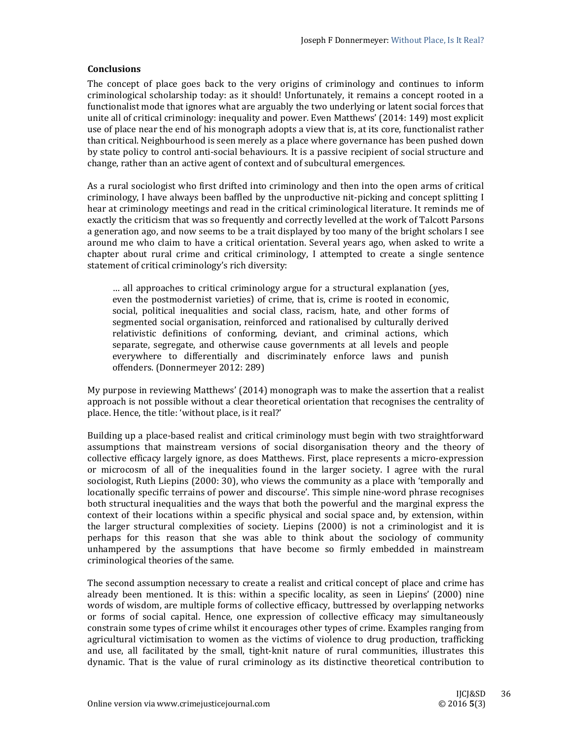## Conclusions

The concept of place goes back to the very origins of criminology and continues to inform criminological scholarship today: as it should! Unfortunately, it remains a concept rooted in a functionalist mode that ignores what are arguably the two underlying or latent social forces that unite all of critical criminology: inequality and power. Even Matthews' (2014: 149) most explicit use of place near the end of his monograph adopts a view that is, at its core, functionalist rather than critical. Neighbourhood is seen merely as a place where governance has been pushed down by state policy to control anti-social behaviours. It is a passive recipient of social structure and change, rather than an active agent of context and of subcultural emergences.

As a rural sociologist who first drifted into criminology and then into the open arms of critical criminology, I have always been baffled by the unproductive nit-picking and concept splitting I hear at criminology meetings and read in the critical criminological literature. It reminds me of exactly the criticism that was so frequently and correctly levelled at the work of Talcott Parsons a generation ago, and now seems to be a trait displayed by too many of the bright scholars I see around me who claim to have a critical orientation. Several years ago, when asked to write a chapter about rural crime and critical criminology, I attempted to create a single sentence statement of critical criminology's rich diversity:

> … all approaches to critical criminology argue for a structural explanation (yes, even the postmodernist varieties) of crime, that is, crime is rooted in economic, social, political inequalities and social class, racism, hate, and other forms of segmented social organisation, reinforced and rationalised by culturally derived relativistic definitions of conforming, deviant, and criminal actions, which separate, segregate, and otherwise cause governments at all levels and people everywhere to differentially and discriminately enforce laws and punish offenders. (Donnermeyer 2012: 289)

My purpose in reviewing Matthews' (2014) monograph was to make the assertion that a realist approach is not possible without a clear theoretical orientation that recognises the centrality of place. Hence, the title: 'without place, is it real?'

Building up a place-based realist and critical criminology must begin with two straightforward assumptions that mainstream versions of social disorganisation theory and the theory of collective efficacy largely ignore, as does Matthews. First, place represents a micro-expression or microcosm of all of the inequalities found in the larger society. I agree with the rural sociologist, Ruth Liepins (2000: 30), who views the community as a place with 'temporally and locationally specific terrains of power and discourse'. This simple nine-word phrase recognises both structural inequalities and the ways that both the powerful and the marginal express the context of their locations within a specific physical and social space and, by extension, within the larger structural complexities of society. Liepins (2000) is not a criminologist and it is perhaps for this reason that she was able to think about the sociology of community unhampered by the assumptions that have become so firmly embedded in mainstream criminological theories of the same.

The second assumption necessary to create a realist and critical concept of place and crime has already been mentioned. It is this: within a specific locality, as seen in Liepins' (2000) nine words of wisdom, are multiple forms of collective efficacy, buttressed by overlapping networks or forms of social capital. Hence, one expression of collective efficacy may simultaneously constrain some types of crime whilst it encourages other types of crime. Examples ranging from agricultural victimisation to women as the victims of violence to drug production, trafficking and use, all facilitated by the small, tight-knit nature of rural communities, illustrates this dynamic. That is the value of rural criminology as its distinctive theoretical contribution to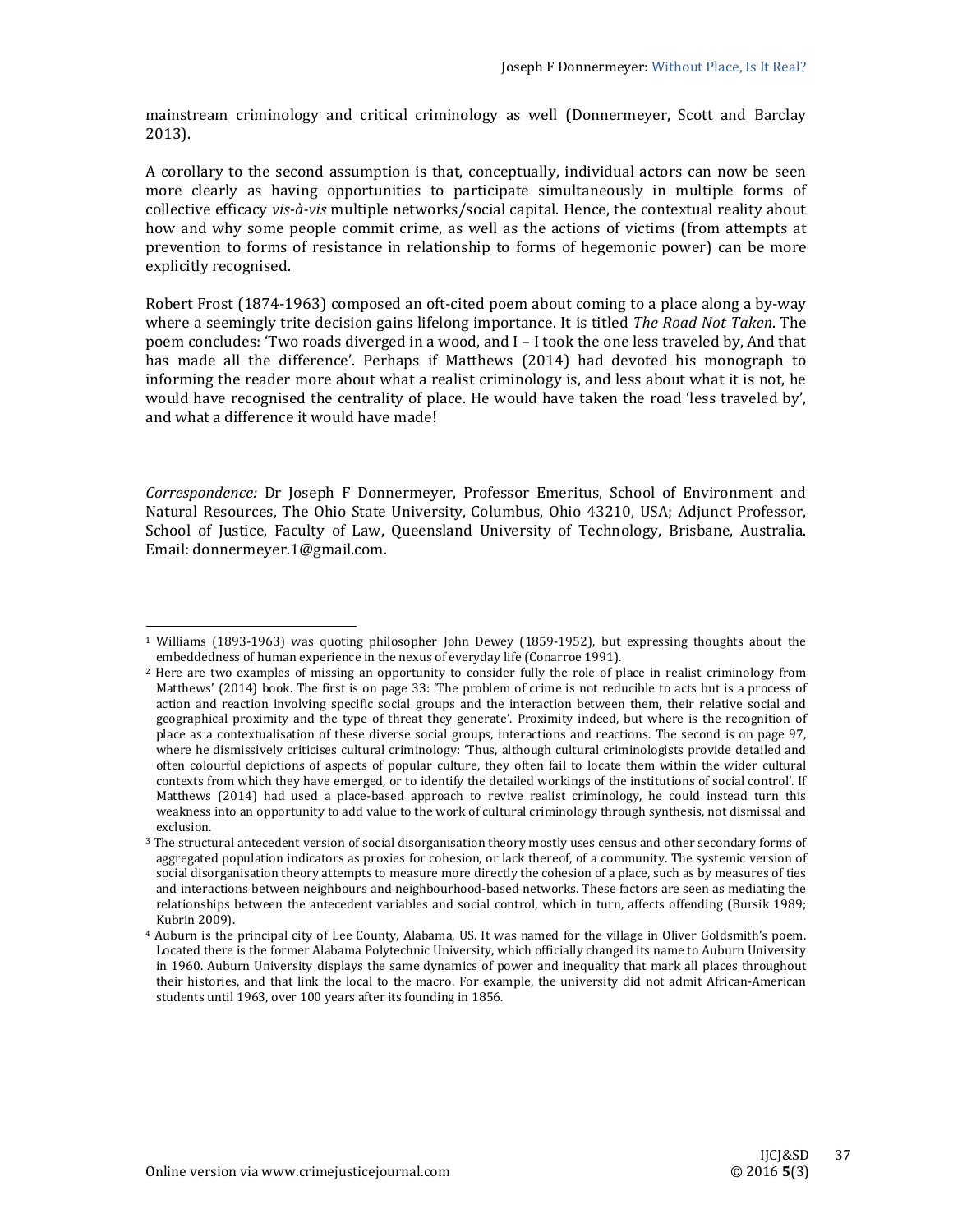mainstream criminology and critical criminology as well (Donnermeyer, Scott and Barclay 2013).

A corollary to the second assumption is that, conceptually, individual actors can now be seen more clearly as having opportunities to participate simultaneously in multiple forms of collective efficacy *vis-à-vis* multiple networks/social capital. Hence, the contextual reality about how and why some people commit crime, as well as the actions of victims (from attempts at prevention to forms of resistance in relationship to forms of hegemonic power) can be more explicitly recognised.

Robert Frost (1874-1963) composed an oft-cited poem about coming to a place along a by-way where a seemingly trite decision gains lifelong importance. It is titled *The Road Not Taken*. The poem concludes: 'Two roads diverged in a wood, and I – I took the one less traveled by, And that has made all the difference'. Perhaps if Matthews (2014) had devoted his monograph to informing the reader more about what a realist criminology is, and less about what it is not, he would have recognised the centrality of place. He would have taken the road 'less traveled by', and what a difference it would have made!

*Correspondence:* Dr Joseph F Donnermeyer, Professor Emeritus, School of Environment and Natural Resources, The Ohio State University, Columbus, Ohio 43210, USA; Adjunct Professor, School of Justice, Faculty of Law, Queensland University of Technology, Brisbane, Australia. Email: donnermeyer.1@gmail.com.

---

[1] Williams (1893-1963) was quoting philosopher John Dewey (1859-1952), but expressing thoughts about the embeddedness of human experience in the nexus of everyday life (Conarroe 1991).

[2] Here are two examples of missing an opportunity to consider fully the role of place in realist criminology from Matthews' (2014) book. The first is on page 33: 'The problem of crime is not reducible to acts but is a process of action and reaction involving specific social groups and the interaction between them, their relative social and geographical proximity and the type of threat they generate'. Proximity indeed, but where is the recognition of place as a contextualisation of these diverse social groups, interactions and reactions. The second is on page 97, where he dismissively criticises cultural criminology: 'Thus, although cultural criminologists provide detailed and often colourful depictions of aspects of popular culture, they often fail to locate them within the wider cultural contexts from which they have emerged, or to identify the detailed workings of the institutions of social control'. If Matthews (2014) had used a place-based approach to revive realist criminology, he could instead turn this weakness into an opportunity to add value to the work of cultural criminology through synthesis, not dismissal and exclusion.

[3] The structural antecedent version of social disorganisation theory mostly uses census and other secondary forms of aggregated population indicators as proxies for cohesion, or lack thereof, of a community. The systemic version of social disorganisation theory attempts to measure more directly the cohesion of a place, such as by measures of ties and interactions between neighbours and neighbourhood-based networks. These factors are seen as mediating the relationships between the antecedent variables and social control, which in turn, affects offending (Bursik 1989; Kubrin 2009).

[4] Auburn is the principal city of Lee County, Alabama, US. It was named for the village in Oliver Goldsmith's poem. Located there is the former Alabama Polytechnic University, which officially changed its name to Auburn University in 1960. Auburn University displays the same dynamics of power and inequality that mark all places throughout their histories, and that link the local to the macro. For example, the university did not admit African-American students until 1963, over 100 years after its founding in 1856.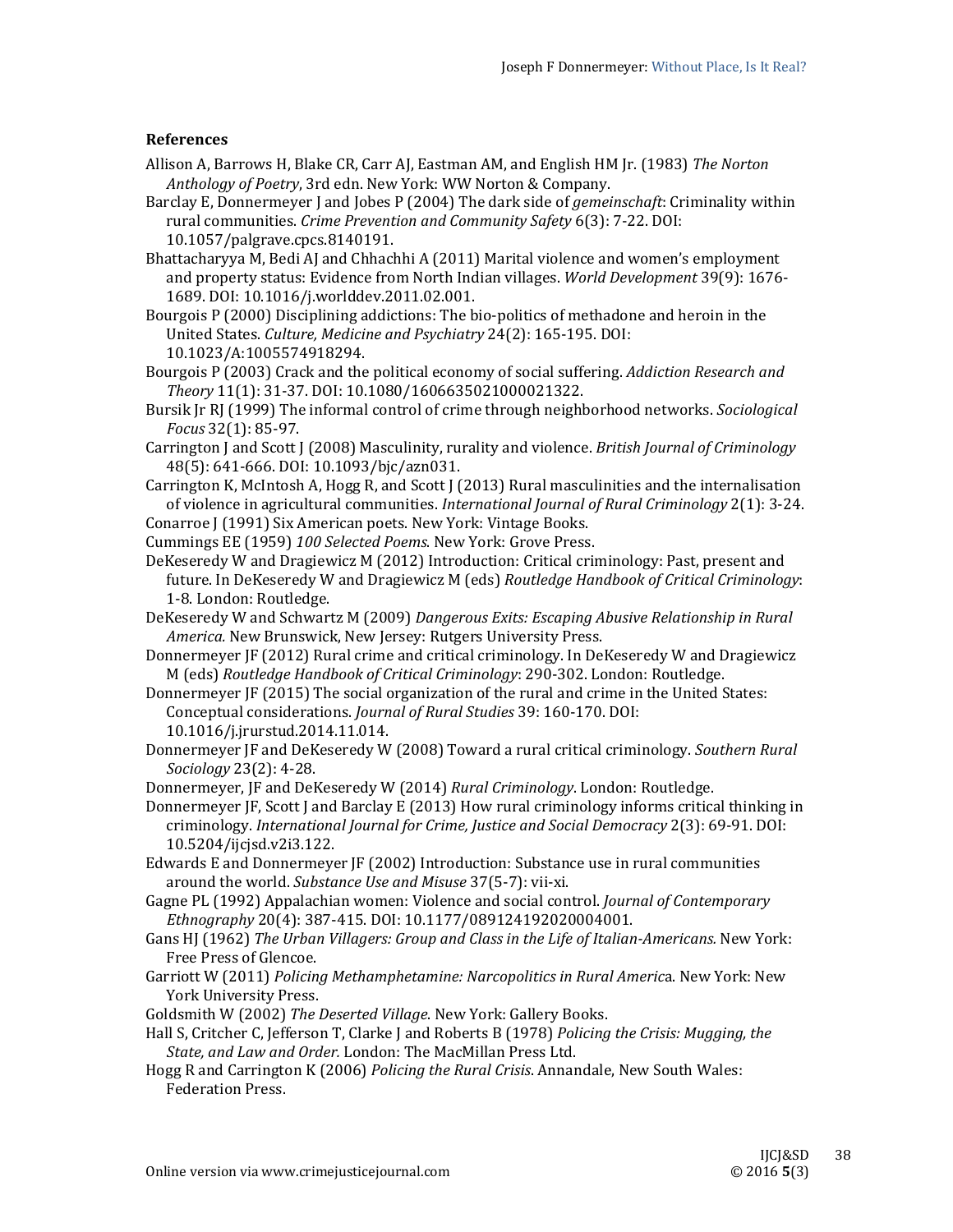## References

Allison A, Barrows H, Blake CR, Carr AJ, Eastman AM, and English HM Jr. (1983) *The Norton Anthology of Poetry*, 3rd edn. New York: WW Norton & Company.

Barclay E, Donnermeyer J and Jobes P (2004) The dark side of *gemeinschaft*: Criminality within rural communities. *Crime Prevention and Community Safety* 6(3): 7-22. DOI: 10.1057/palgrave.cpcs.8140191.

Bhattacharyya M, Bedi AJ and Chhachhi A (2011) Marital violence and women's employment and property status: Evidence from North Indian villages. *World Development* 39(9): 1676-1689. DOI: 10.1016/j.worlddev.2011.02.001.

Bourgois P (2000) Disciplining addictions: The bio-politics of methadone and heroin in the United States. *Culture, Medicine and Psychiatry* 24(2): 165-195. DOI: 10.1023/A:1005574918294.

Bourgois P (2003) Crack and the political economy of social suffering. *Addiction Research and Theory* 11(1): 31-37. DOI: 10.1080/1606635021000021322.

Bursik Jr RJ (1999) The informal control of crime through neighborhood networks. *Sociological Focus* 32(1): 85-97.

Carrington J and Scott J (2008) Masculinity, rurality and violence. *British Journal of Criminology* 48(5): 641-666. DOI: 10.1093/bjc/azn031.

Carrington K, McIntosh A, Hogg R, and Scott J (2013) Rural masculinities and the internalisation of violence in agricultural communities. *International Journal of Rural Criminology* 2(1): 3-24.

Conarroe J (1991) Six American poets. New York: Vintage Books.

Cummings EE (1959) *100 Selected Poems*. New York: Grove Press.

DeKeseredy W and Dragiewicz M (2012) Introduction: Critical criminology: Past, present and future. In DeKeseredy W and Dragiewicz M (eds) *Routledge Handbook of Critical Criminology*: 1-8. London: Routledge.

DeKeseredy W and Schwartz M (2009) *Dangerous Exits: Escaping Abusive Relationship in Rural America.* New Brunswick, New Jersey: Rutgers University Press.

Donnermeyer JF (2012) Rural crime and critical criminology. In DeKeseredy W and Dragiewicz M (eds) *Routledge Handbook of Critical Criminology*: 290-302. London: Routledge.

Donnermeyer JF (2015) The social organization of the rural and crime in the United States: Conceptual considerations. *Journal of Rural Studies* 39: 160-170. DOI: 10.1016/j.jrurstud.2014.11.014.

Donnermeyer JF and DeKeseredy W (2008) Toward a rural critical criminology. *Southern Rural Sociology* 23(2): 4-28.

Donnermeyer, JF and DeKeseredy W (2014) *Rural Criminology*. London: Routledge.

Donnermeyer JF, Scott J and Barclay E (2013) How rural criminology informs critical thinking in criminology. *International Journal for Crime, Justice and Social Democracy* 2(3): 69-91. DOI: 10.5204/ijcjsd.v2i3.122.

Edwards E and Donnermeyer JF (2002) Introduction: Substance use in rural communities around the world. *Substance Use and Misuse* 37(5-7): vii-xi.

Gagne PL (1992) Appalachian women: Violence and social control. *Journal of Contemporary Ethnography* 20(4): 387-415. DOI: 10.1177/089124192020004001.

Gans HJ (1962) *The Urban Villagers: Group and Class in the Life of Italian-Americans.* New York: Free Press of Glencoe.

Garriott W (2011) *Policing Methamphetamine: Narcopolitics in Rural America*. New York: New York University Press.

Goldsmith W (2002) *The Deserted Village*. New York: Gallery Books.

Hall S, Critcher C, Jefferson T, Clarke J and Roberts B (1978) *Policing the Crisis: Mugging, the State, and Law and Order.* London: The MacMillan Press Ltd.

Hogg R and Carrington K (2006) *Policing the Rural Crisis*. Annandale, New South Wales: Federation Press.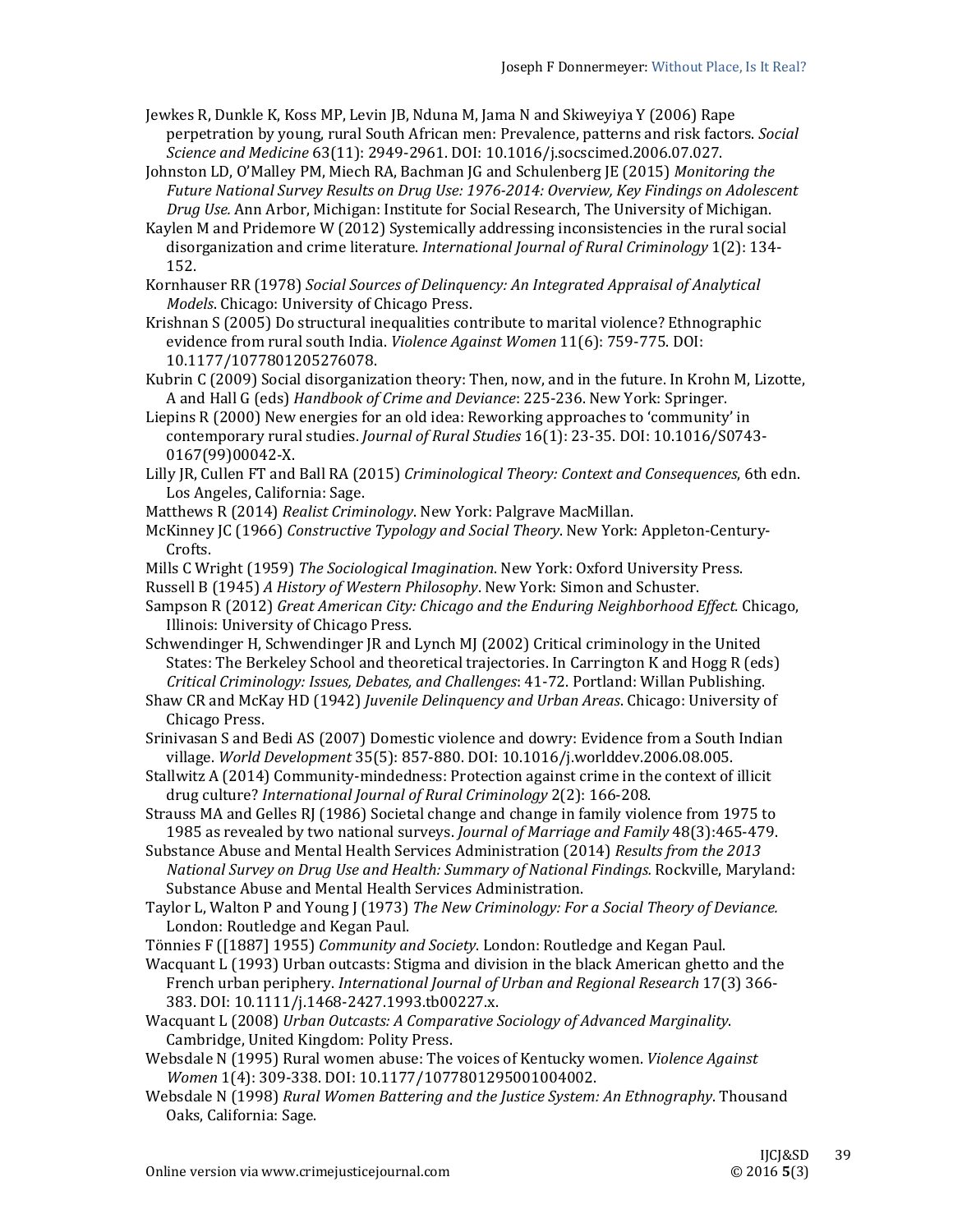Jewkes R, Dunkle K, Koss MP, Levin JB, Nduna M, Jama N and Skiweyiya Y (2006) Rape perpetration by young, rural South African men: Prevalence, patterns and risk factors. *Social Science and Medicine* 63(11): 2949-2961. DOI: 10.1016/j.socscimed.2006.07.027.

Johnston LD, O'Malley PM, Miech RA, Bachman JG and Schulenberg JE (2015) *Monitoring the Future National Survey Results on Drug Use: 1976-2014: Overview, Key Findings on Adolescent Drug Use.* Ann Arbor, Michigan: Institute for Social Research, The University of Michigan.

Kaylen M and Pridemore W (2012) Systemically addressing inconsistencies in the rural social disorganization and crime literature. *International Journal of Rural Criminology* 1(2): 134-152.

Kornhauser RR (1978) *Social Sources of Delinquency: An Integrated Appraisal of Analytical Models*. Chicago: University of Chicago Press.

Krishnan S (2005) Do structural inequalities contribute to marital violence? Ethnographic evidence from rural south India. *Violence Against Women* 11(6): 759-775. DOI: 10.1177/1077801205276078.

Kubrin C (2009) Social disorganization theory: Then, now, and in the future. In Krohn M, Lizotte, A and Hall G (eds) *Handbook of Crime and Deviance*: 225-236. New York: Springer.

Liepins R (2000) New energies for an old idea: Reworking approaches to 'community' in contemporary rural studies. *Journal of Rural Studies* 16(1): 23-35. DOI: 10.1016/S0743-0167(99)00042-X.

Lilly JR, Cullen FT and Ball RA (2015) *Criminological Theory: Context and Consequences*, 6th edn. Los Angeles, California: Sage.

Matthews R (2014) *Realist Criminology*. New York: Palgrave MacMillan.

McKinney JC (1966) *Constructive Typology and Social Theory*. New York: Appleton-Century-Crofts.

Mills C Wright (1959) *The Sociological Imagination*. New York: Oxford University Press.

Russell B (1945) *A History of Western Philosophy*. New York: Simon and Schuster.

Sampson R (2012) *Great American City: Chicago and the Enduring Neighborhood Effect.* Chicago, Illinois: University of Chicago Press.

Schwendinger H, Schwendinger JR and Lynch MJ (2002) Critical criminology in the United States: The Berkeley School and theoretical trajectories. In Carrington K and Hogg R (eds) *Critical Criminology: Issues, Debates, and Challenges*: 41-72. Portland: Willan Publishing.

Shaw CR and McKay HD (1942) *Juvenile Delinquency and Urban Areas*. Chicago: University of Chicago Press.

Srinivasan S and Bedi AS (2007) Domestic violence and dowry: Evidence from a South Indian village. *World Development* 35(5): 857-880. DOI: 10.1016/j.worlddev.2006.08.005.

Stallwitz A (2014) Community-mindedness: Protection against crime in the context of illicit drug culture? *International Journal of Rural Criminology* 2(2): 166-208.

Strauss MA and Gelles RJ (1986) Societal change and change in family violence from 1975 to 1985 as revealed by two national surveys. *Journal of Marriage and Family* 48(3):465-479.

Substance Abuse and Mental Health Services Administration (2014) *Results from the 2013 National Survey on Drug Use and Health: Summary of National Findings.* Rockville, Maryland: Substance Abuse and Mental Health Services Administration.

Taylor L, Walton P and Young J (1973) *The New Criminology: For a Social Theory of Deviance.* London: Routledge and Kegan Paul.

Tönnies F ([1887] 1955) *Community and Society*. London: Routledge and Kegan Paul.

Wacquant L (1993) Urban outcasts: Stigma and division in the black American ghetto and the French urban periphery. *International Journal of Urban and Regional Research* 17(3) 366-383. DOI: 10.1111/j.1468-2427.1993.tb00227.x.

Wacquant L (2008) *Urban Outcasts: A Comparative Sociology of Advanced Marginality*. Cambridge, United Kingdom: Polity Press.

Websdale N (1995) Rural women abuse: The voices of Kentucky women. *Violence Against Women* 1(4): 309-338. DOI: 10.1177/1077801295001004002.

Websdale N (1998) *Rural Women Battering and the Justice System: An Ethnography*. Thousand Oaks, California: Sage.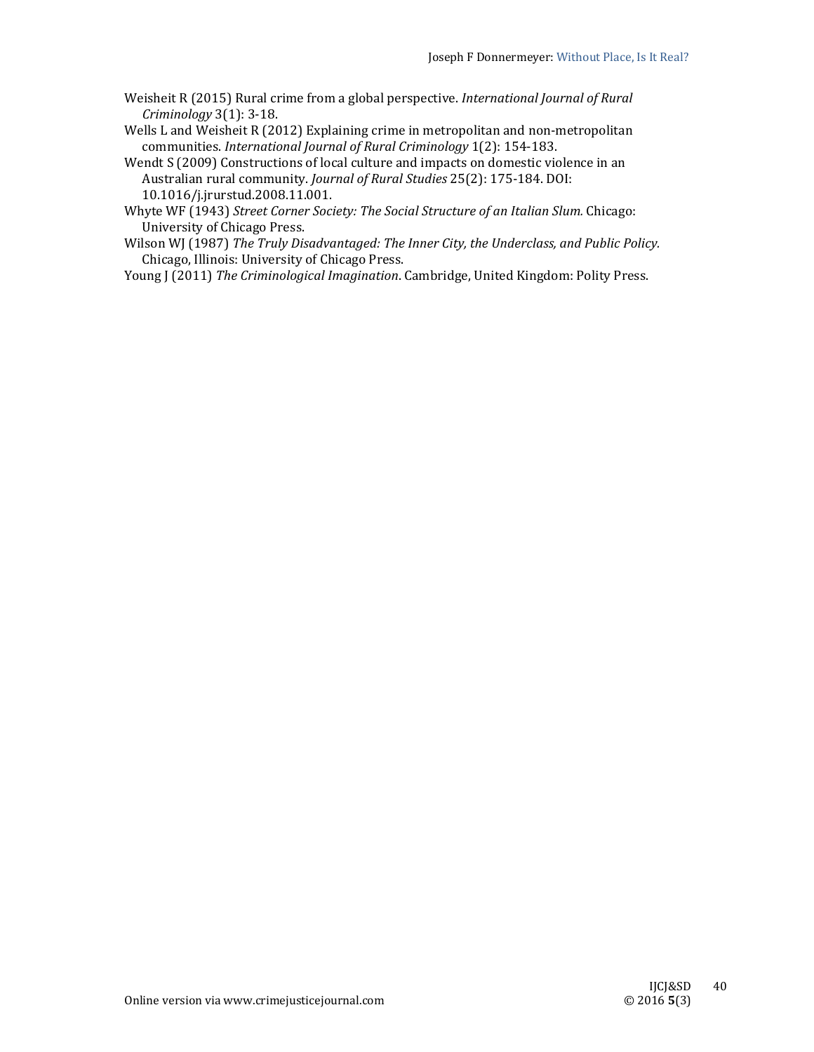Weisheit R (2015) Rural crime from a global perspective. *International Journal of Rural Criminology* 3(1): 3-18.

Wells L and Weisheit R (2012) Explaining crime in metropolitan and non-metropolitan communities. *International Journal of Rural Criminology* 1(2): 154-183.

Wendt S (2009) Constructions of local culture and impacts on domestic violence in an Australian rural community. *Journal of Rural Studies* 25(2): 175-184. DOI: 10.1016/j.jrurstud.2008.11.001.

Whyte WF (1943) *Street Corner Society: The Social Structure of an Italian Slum.* Chicago: University of Chicago Press.

Wilson WJ (1987) *The Truly Disadvantaged: The Inner City, the Underclass, and Public Policy.* Chicago, Illinois: University of Chicago Press.

Young J (2011) *The Criminological Imagination*. Cambridge, United Kingdom: Polity Press.